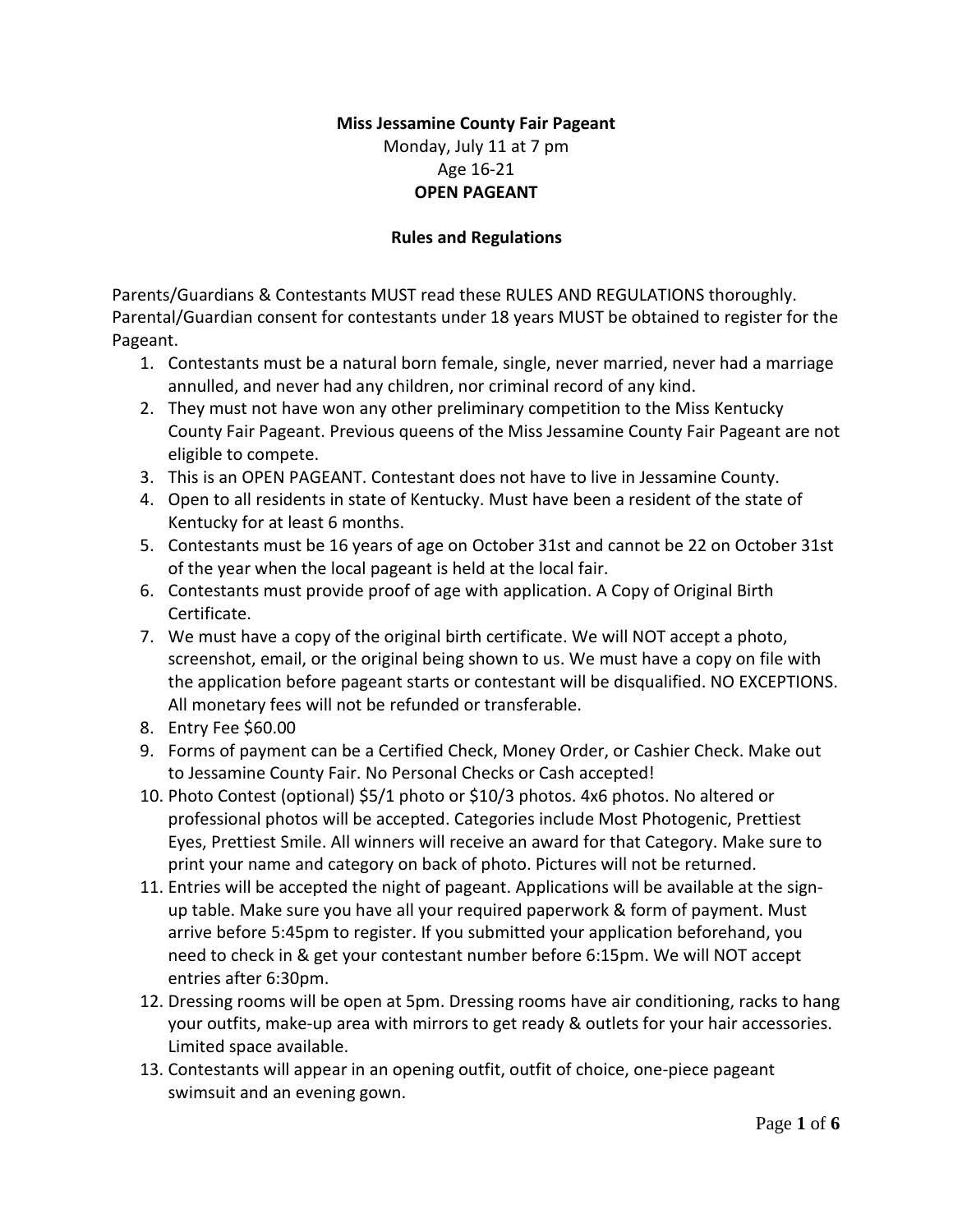**Miss Jessamine County Fair Pageant**

Monday, July 11 at 7 pm

Age 16-21

**OPEN PAGEANT**

**Rules and Regulations**

Parents/Guardians & Contestants MUST read these RULES AND REGULATIONS thoroughly. Parental/Guardian consent for contestants under 18 years MUST be obtained to register for the Pageant.

1. Contestants must be a natural born female, single, never married, never had a marriage annulled, and never had any children, nor criminal record of any kind.
2. They must not have won any other preliminary competition to the Miss Kentucky County Fair Pageant. Previous queens of the Miss Jessamine County Fair Pageant are not eligible to compete.
3. This is an OPEN PAGEANT. Contestant does not have to live in Jessamine County.
4. Open to all residents in state of Kentucky. Must have been a resident of the state of Kentucky for at least 6 months.
5. Contestants must be 16 years of age on October 31st and cannot be 22 on October 31st of the year when the local pageant is held at the local fair.
6. Contestants must provide proof of age with application. A Copy of Original Birth Certificate.
7. We must have a copy of the original birth certificate. We will NOT accept a photo, screenshot, email, or the original being shown to us. We must have a copy on file with the application before pageant starts or contestant will be disqualified. NO EXCEPTIONS. All monetary fees will not be refunded or transferable.
8. Entry Fee $60.00
9. Forms of payment can be a Certified Check, Money Order, or Cashier Check. Make out to Jessamine County Fair. No Personal Checks or Cash accepted!
10. Photo Contest (optional) $5/1 photo or $10/3 photos. 4x6 photos. No altered or professional photos will be accepted. Categories include Most Photogenic, Prettiest Eyes, Prettiest Smile. All winners will receive an award for that Category. Make sure to print your name and category on back of photo. Pictures will not be returned.
11. Entries will be accepted the night of pageant. Applications will be available at the sign-up table. Make sure you have all your required paperwork & form of payment. Must arrive before 5:45pm to register. If you submitted your application beforehand, you need to check in & get your contestant number before 6:15pm. We will NOT accept entries after 6:30pm.
12. Dressing rooms will be open at 5pm. Dressing rooms have air conditioning, racks to hang your outfits, make-up area with mirrors to get ready & outlets for your hair accessories. Limited space available.
13. Contestants will appear in an opening outfit, outfit of choice, one-piece pageant swimsuit and an evening gown.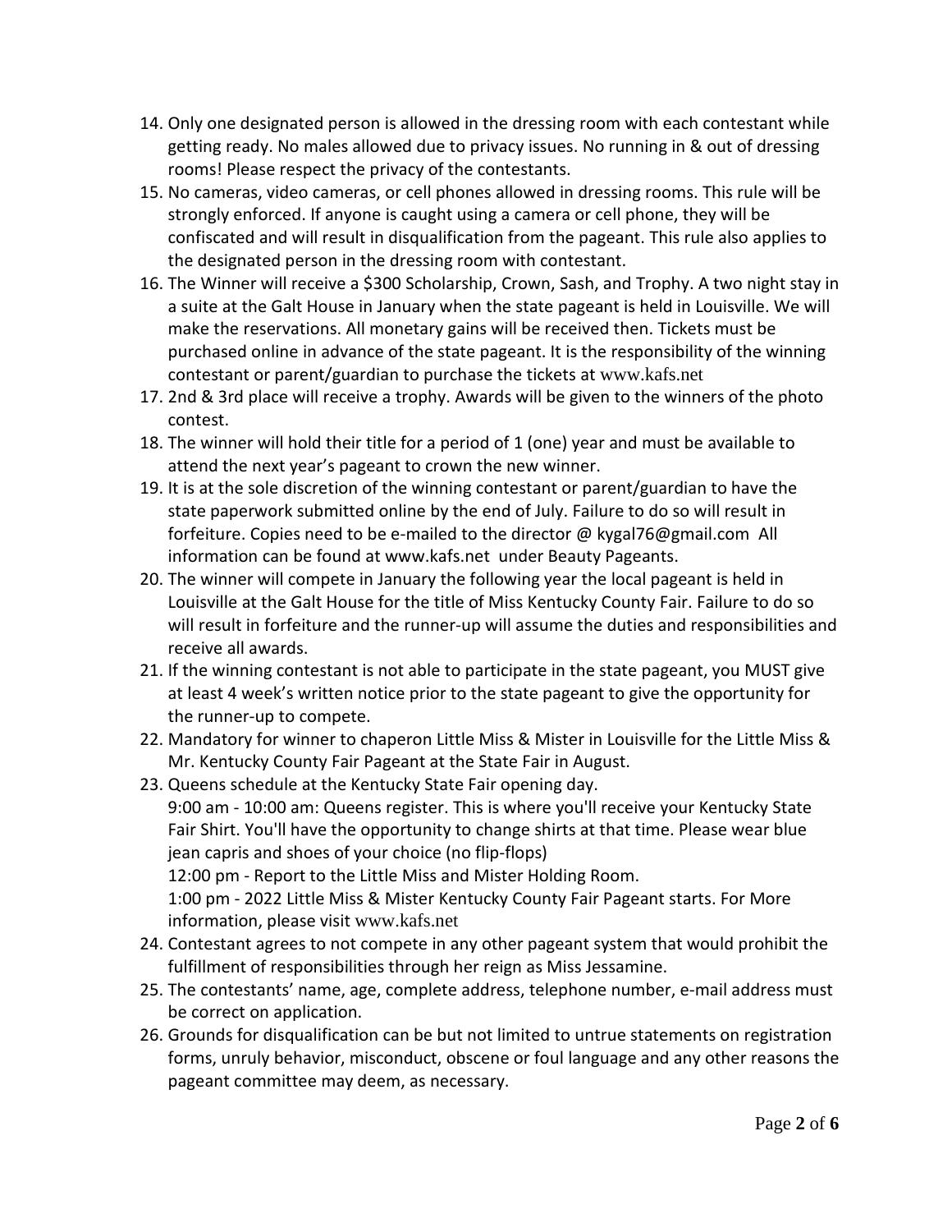14. Only one designated person is allowed in the dressing room with each contestant while getting ready. No males allowed due to privacy issues. No running in & out of dressing rooms! Please respect the privacy of the contestants.
15. No cameras, video cameras, or cell phones allowed in dressing rooms. This rule will be strongly enforced. If anyone is caught using a camera or cell phone, they will be confiscated and will result in disqualification from the pageant. This rule also applies to the designated person in the dressing room with contestant.
16. The Winner will receive a $300 Scholarship, Crown, Sash, and Trophy. A two night stay in a suite at the Galt House in January when the state pageant is held in Louisville. We will make the reservations. All monetary gains will be received then. Tickets must be purchased online in advance of the state pageant. It is the responsibility of the winning contestant or parent/guardian to purchase the tickets at www.kafs.net
17. 2nd & 3rd place will receive a trophy. Awards will be given to the winners of the photo contest.
18. The winner will hold their title for a period of 1 (one) year and must be available to attend the next year's pageant to crown the new winner.
19. It is at the sole discretion of the winning contestant or parent/guardian to have the state paperwork submitted online by the end of July. Failure to do so will result in forfeiture. Copies need to be e-mailed to the director @ kygal76@gmail.com All information can be found at www.kafs.net under Beauty Pageants.
20. The winner will compete in January the following year the local pageant is held in Louisville at the Galt House for the title of Miss Kentucky County Fair. Failure to do so will result in forfeiture and the runner-up will assume the duties and responsibilities and receive all awards.
21. If the winning contestant is not able to participate in the state pageant, you MUST give at least 4 week's written notice prior to the state pageant to give the opportunity for the runner-up to compete.
22. Mandatory for winner to chaperon Little Miss & Mister in Louisville for the Little Miss & Mr. Kentucky County Fair Pageant at the State Fair in August.
23. Queens schedule at the Kentucky State Fair opening day.
    9:00 am - 10:00 am: Queens register. This is where you'll receive your Kentucky State Fair Shirt. You'll have the opportunity to change shirts at that time. Please wear blue jean capris and shoes of your choice (no flip-flops)
    12:00 pm - Report to the Little Miss and Mister Holding Room.
    1:00 pm - 2022 Little Miss & Mister Kentucky County Fair Pageant starts. For More information, please visit www.kafs.net
24. Contestant agrees to not compete in any other pageant system that would prohibit the fulfillment of responsibilities through her reign as Miss Jessamine.
25. The contestants' name, age, complete address, telephone number, e-mail address must be correct on application.
26. Grounds for disqualification can be but not limited to untrue statements on registration forms, unruly behavior, misconduct, obscene or foul language and any other reasons the pageant committee may deem, as necessary.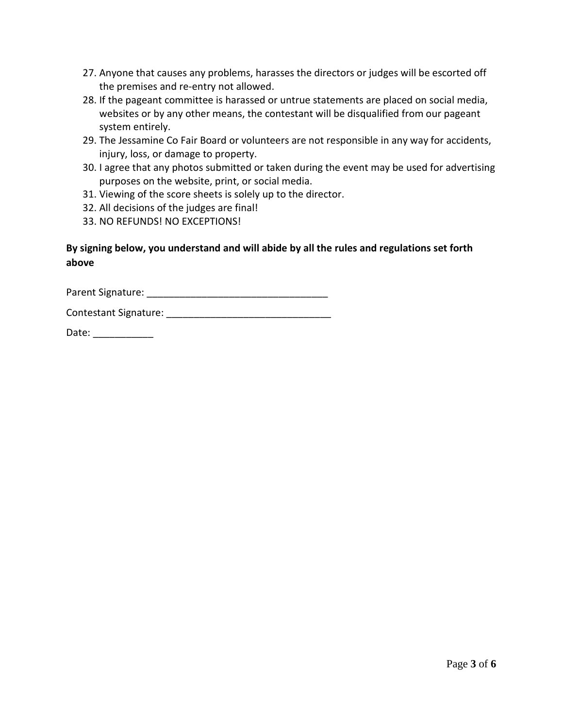27. Anyone that causes any problems, harasses the directors or judges will be escorted off the premises and re-entry not allowed.
28. If the pageant committee is harassed or untrue statements are placed on social media, websites or by any other means, the contestant will be disqualified from our pageant system entirely.
29. The Jessamine Co Fair Board or volunteers are not responsible in any way for accidents, injury, loss, or damage to property.
30. I agree that any photos submitted or taken during the event may be used for advertising purposes on the website, print, or social media.
31. Viewing of the score sheets is solely up to the director.
32. All decisions of the judges are final!
33. NO REFUNDS! NO EXCEPTIONS!

**By signing below, you understand and will abide by all the rules and regulations set forth above**

Parent Signature: _________________________________

Contestant Signature: ______________________________

Date: ___________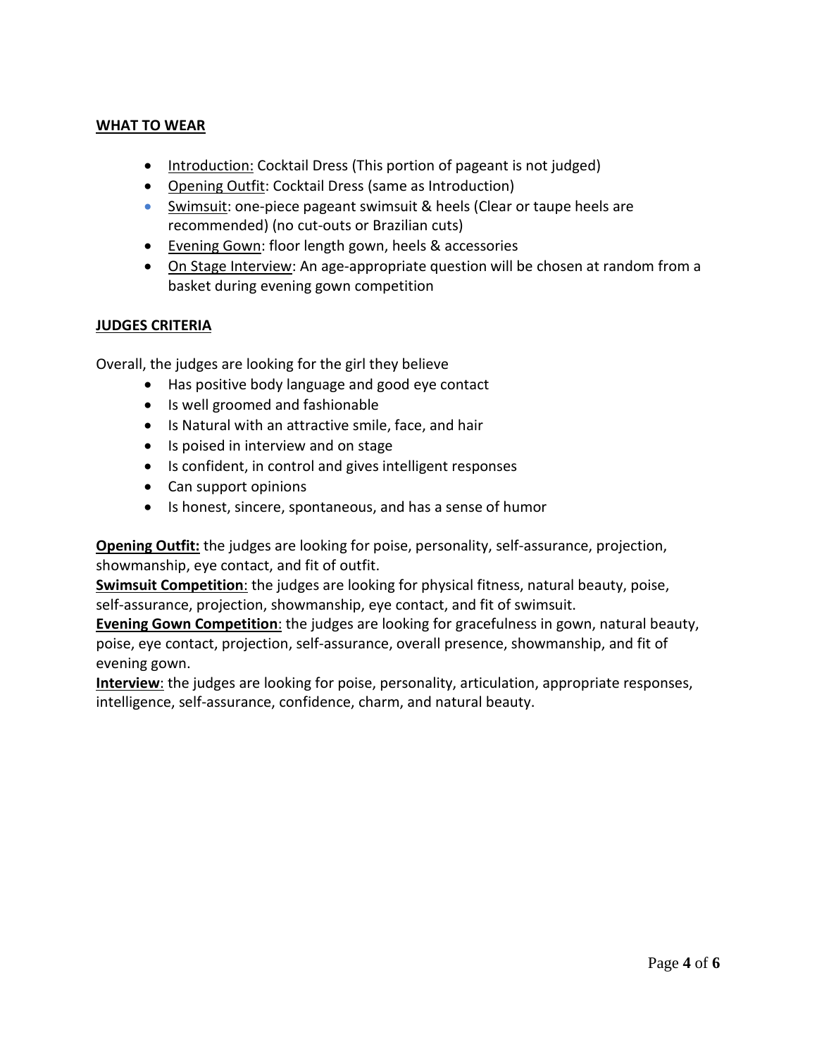## WHAT TO WEAR

- Introduction: Cocktail Dress (This portion of pageant is not judged)
- Opening Outfit: Cocktail Dress (same as Introduction)
- Swimsuit: one-piece pageant swimsuit & heels (Clear or taupe heels are recommended) (no cut-outs or Brazilian cuts)
- Evening Gown: floor length gown, heels & accessories
- On Stage Interview: An age-appropriate question will be chosen at random from a basket during evening gown competition

## JUDGES CRITERIA

Overall, the judges are looking for the girl they believe

- Has positive body language and good eye contact
- Is well groomed and fashionable
- Is Natural with an attractive smile, face, and hair
- Is poised in interview and on stage
- Is confident, in control and gives intelligent responses
- Can support opinions
- Is honest, sincere, spontaneous, and has a sense of humor

**Opening Outfit:** the judges are looking for poise, personality, self-assurance, projection, showmanship, eye contact, and fit of outfit.
**Swimsuit Competition**: the judges are looking for physical fitness, natural beauty, poise, self-assurance, projection, showmanship, eye contact, and fit of swimsuit.
**Evening Gown Competition**: the judges are looking for gracefulness in gown, natural beauty, poise, eye contact, projection, self-assurance, overall presence, showmanship, and fit of evening gown.
**Interview**: the judges are looking for poise, personality, articulation, appropriate responses, intelligence, self-assurance, confidence, charm, and natural beauty.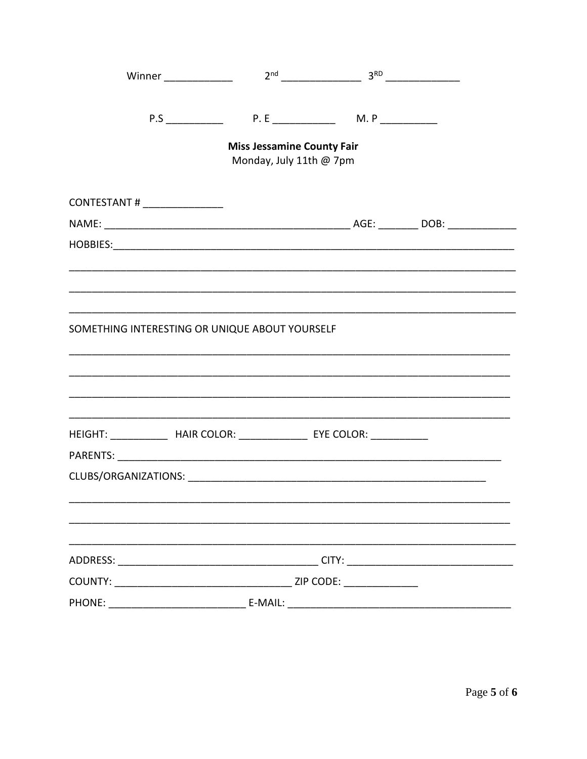Winner ___________ 2nd _____________ 3RD ____________

P.S _________ P. E __________ M. P _________

**Miss Jessamine County Fair**

Monday, July 11th @ 7pm

CONTESTANT # ______________

NAME: _________________________________________ AGE: _______ DOB: ____________

HOBBIES:_____________________________________________________________________

_____________________________________________________________________________

_____________________________________________________________________________

_____________________________________________________________________________

SOMETHING INTERESTING OR UNIQUE ABOUT YOURSELF

_____________________________________________________________________________

_____________________________________________________________________________

_____________________________________________________________________________

_____________________________________________________________________________

HEIGHT: __________ HAIR COLOR: ____________ EYE COLOR: __________

PARENTS: ____________________________________________________________________

CLUBS/ORGANIZATIONS: ______________________________________________________

_____________________________________________________________________________

_____________________________________________________________________________

_____________________________________________________________________________

ADDRESS: __________________________________ CITY: ____________________________

COUNTY: ______________________________ ZIP CODE: _____________

PHONE: _______________________ E-MAIL: ______________________________________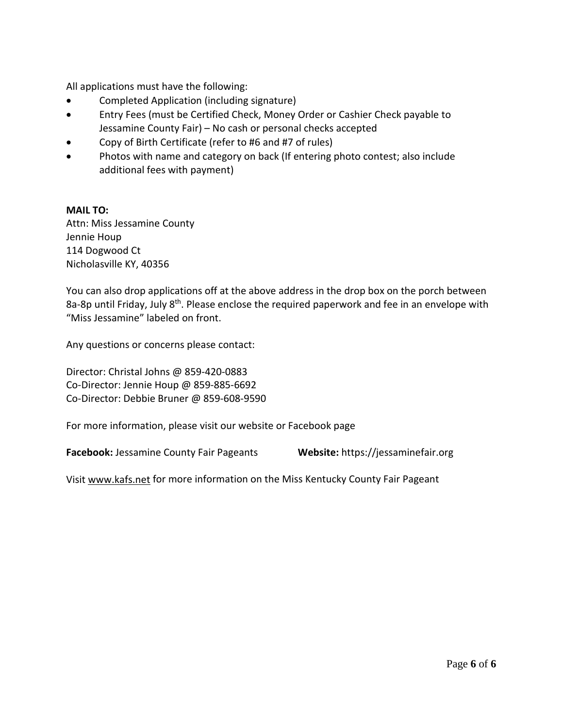All applications must have the following:

- Completed Application (including signature)
- Entry Fees (must be Certified Check, Money Order or Cashier Check payable to Jessamine County Fair) – No cash or personal checks accepted
- Copy of Birth Certificate (refer to #6 and #7 of rules)
- Photos with name and category on back (If entering photo contest; also include additional fees with payment)

**MAIL TO:**
Attn: Miss Jessamine County
Jennie Houp
114 Dogwood Ct
Nicholasville KY, 40356

You can also drop applications off at the above address in the drop box on the porch between 8a-8p until Friday, July 8th. Please enclose the required paperwork and fee in an envelope with "Miss Jessamine" labeled on front.

Any questions or concerns please contact:

Director: Christal Johns @ 859-420-0883
Co-Director: Jennie Houp @ 859-885-6692
Co-Director: Debbie Bruner @ 859-608-9590

For more information, please visit our website or Facebook page

**Facebook:** Jessamine County Fair Pageants **Website:** https://jessaminefair.org

Visit www.kafs.net for more information on the Miss Kentucky County Fair Pageant